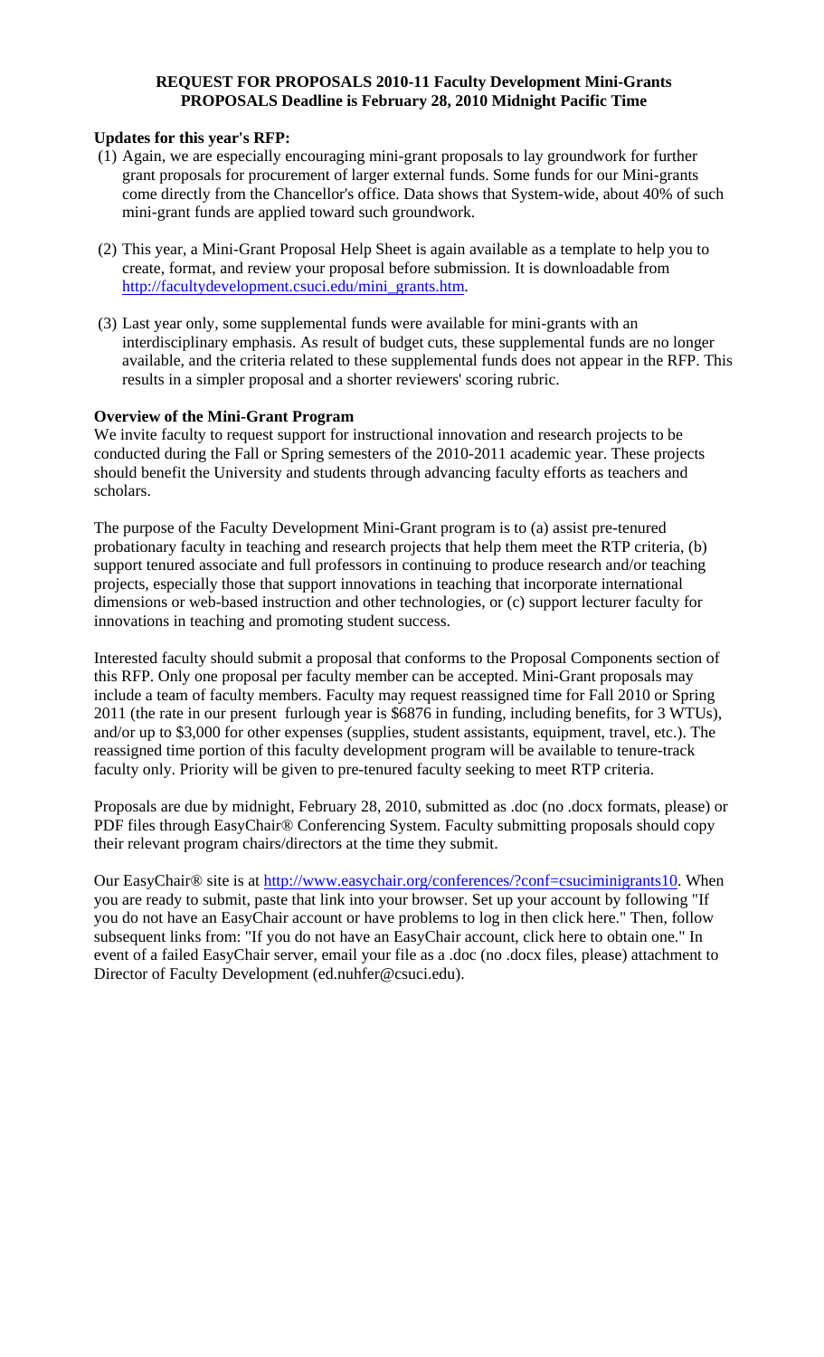**REQUEST FOR PROPOSALS 2010-11 Faculty Development Mini-Grants**
**PROPOSALS Deadline is February 28, 2010 Midnight Pacific Time**

**Updates for this year's RFP:**

(1) Again, we are especially encouraging mini-grant proposals to lay groundwork for further grant proposals for procurement of larger external funds. Some funds for our Mini-grants come directly from the Chancellor's office. Data shows that System-wide, about 40% of such mini-grant funds are applied toward such groundwork.

(2) This year, a Mini-Grant Proposal Help Sheet is again available as a template to help you to create, format, and review your proposal before submission. It is downloadable from http://facultydevelopment.csuci.edu/mini_grants.htm.

(3) Last year only, some supplemental funds were available for mini-grants with an interdisciplinary emphasis. As result of budget cuts, these supplemental funds are no longer available, and the criteria related to these supplemental funds does not appear in the RFP. This results in a simpler proposal and a shorter reviewers' scoring rubric.

**Overview of the Mini-Grant Program**

We invite faculty to request support for instructional innovation and research projects to be conducted during the Fall or Spring semesters of the 2010-2011 academic year. These projects should benefit the University and students through advancing faculty efforts as teachers and scholars.

The purpose of the Faculty Development Mini-Grant program is to (a) assist pre-tenured probationary faculty in teaching and research projects that help them meet the RTP criteria, (b) support tenured associate and full professors in continuing to produce research and/or teaching projects, especially those that support innovations in teaching that incorporate international dimensions or web-based instruction and other technologies, or (c) support lecturer faculty for innovations in teaching and promoting student success.

Interested faculty should submit a proposal that conforms to the Proposal Components section of this RFP. Only one proposal per faculty member can be accepted. Mini-Grant proposals may include a team of faculty members. Faculty may request reassigned time for Fall 2010 or Spring 2011 (the rate in our present furlough year is $6876 in funding, including benefits, for 3 WTUs), and/or up to $3,000 for other expenses (supplies, student assistants, equipment, travel, etc.). The reassigned time portion of this faculty development program will be available to tenure-track faculty only. Priority will be given to pre-tenured faculty seeking to meet RTP criteria.

Proposals are due by midnight, February 28, 2010, submitted as .doc (no .docx formats, please) or PDF files through EasyChair® Conferencing System. Faculty submitting proposals should copy their relevant program chairs/directors at the time they submit.

Our EasyChair® site is at http://www.easychair.org/conferences/?conf=csuciminigrants10. When you are ready to submit, paste that link into your browser. Set up your account by following "If you do not have an EasyChair account or have problems to log in then click here." Then, follow subsequent links from: "If you do not have an EasyChair account, click here to obtain one." In event of a failed EasyChair server, email your file as a .doc (no .docx files, please) attachment to Director of Faculty Development (ed.nuhfer@csuci.edu).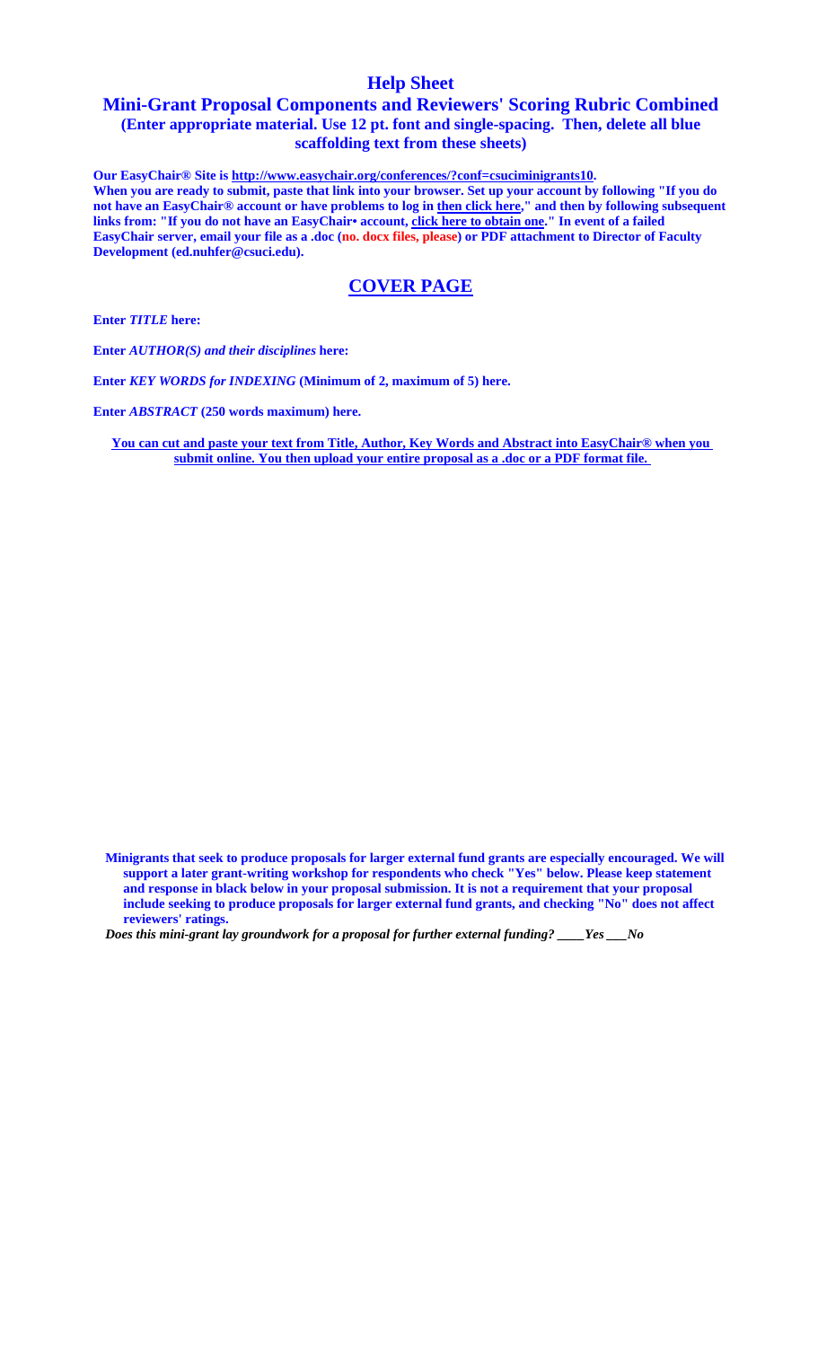# Help Sheet

## Mini-Grant Proposal Components and Reviewers' Scoring Rubric Combined

**(Enter appropriate material. Use 12 pt. font and single-spacing. Then, delete all blue scaffolding text from these sheets)**

**Our EasyChair® Site is http://www.easychair.org/conferences/?conf=csuciminigrants10. When you are ready to submit, paste that link into your browser. Set up your account by following "If you do not have an EasyChair® account or have problems to log in then click here," and then by following subsequent links from: "If you do not have an EasyChair• account, click here to obtain one." In event of a failed EasyChair server, email your file as a .doc (no. docx files, please) or PDF attachment to Director of Faculty Development (ed.nuhfer@csuci.edu).**

## COVER PAGE

**Enter *TITLE* here:**

**Enter *AUTHOR(S) and their disciplines* here:**

**Enter *KEY WORDS for INDEXING* (Minimum of 2, maximum of 5) here.**

**Enter *ABSTRACT* (250 words maximum) here.**

**You can cut and paste your text from Title, Author, Key Words and Abstract into EasyChair® when you submit online. You then upload your entire proposal as a .doc or a PDF format file.**

**Minigrants that seek to produce proposals for larger external fund grants are especially encouraged. We will support a later grant-writing workshop for respondents who check "Yes" below. Please keep statement and response in black below in your proposal submission. It is not a requirement that your proposal include seeking to produce proposals for larger external fund grants, and checking "No" does not affect reviewers' ratings.**

***Does this mini-grant lay groundwork for a proposal for further external funding? ____Yes ___No***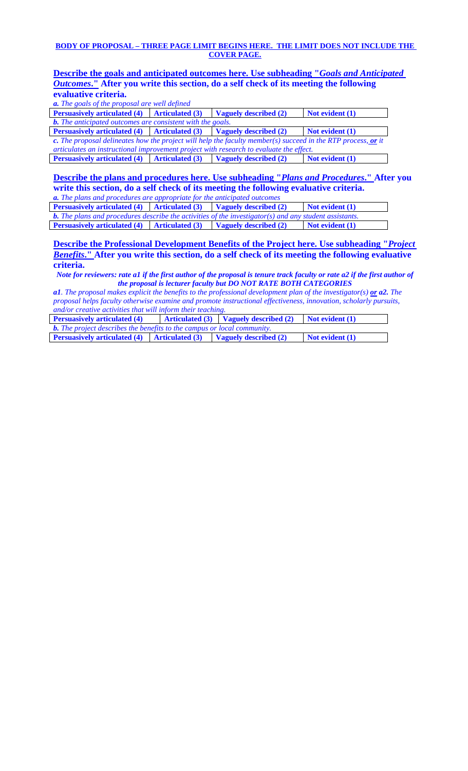**BODY OF PROPOSAL – THREE PAGE LIMIT BEGINS HERE. THE LIMIT DOES NOT INCLUDE THE COVER PAGE.**

## Describe the goals and anticipated outcomes here. Use subheading "*Goals and Anticipated Outcomes*." After you write this section, do a self check of its meeting the following evaluative criteria.

***a.*** *The goals of the proposal are well defined*

| Persuasively articulated (4) | Articulated (3) | Vaguely described (2) | Not evident (1) |
|---|---|---|---|

***b.*** *The anticipated outcomes are consistent with the goals.*

| Persuasively articulated (4) | Articulated (3) | Vaguely described (2) | Not evident (1) |
|---|---|---|---|

***c.*** *The proposal delineates how the project will help the faculty member(s) succeed in the RTP process, **or** it articulates an instructional improvement project with research to evaluate the effect.*

| Persuasively articulated (4) | Articulated (3) | Vaguely described (2) | Not evident (1) |
|---|---|---|---|

## Describe the plans and procedures here. Use subheading "*Plans and Procedures*." After you write this section, do a self check of its meeting the following evaluative criteria.

***a.*** *The plans and procedures are appropriate for the anticipated outcomes*

| Persuasively articulated (4) | Articulated (3) | Vaguely described (2) | Not evident (1) |
|---|---|---|---|

***b.*** *The plans and procedures describe the activities of the investigator(s) and any student assistants.*

| Persuasively articulated (4) | Articulated (3) | Vaguely described (2) | Not evident (1) |
|---|---|---|---|

## Describe the Professional Development Benefits of the Project here. Use subheading "*Project Benefits*." After you write this section, do a self check of its meeting the following evaluative criteria.

***Note for reviewers: rate a1 if the first author of the proposal is tenure track faculty or rate a2 if the first author of the proposal is lecturer faculty but DO NOT RATE BOTH CATEGORIES***

***a1***. *The proposal makes explicit the benefits to the professional development plan of the investigator(s)* ***or a2.*** *The proposal helps faculty otherwise examine and promote instructional effectiveness, innovation, scholarly pursuits, and/or creative activities that will inform their teaching.*

| Persuasively articulated (4) | Articulated (3) | Vaguely described (2) | Not evident (1) |
|---|---|---|---|

***b.*** *The project describes the benefits to the campus or local community.*

| Persuasively articulated (4) | Articulated (3) | Vaguely described (2) | Not evident (1) |
|---|---|---|---|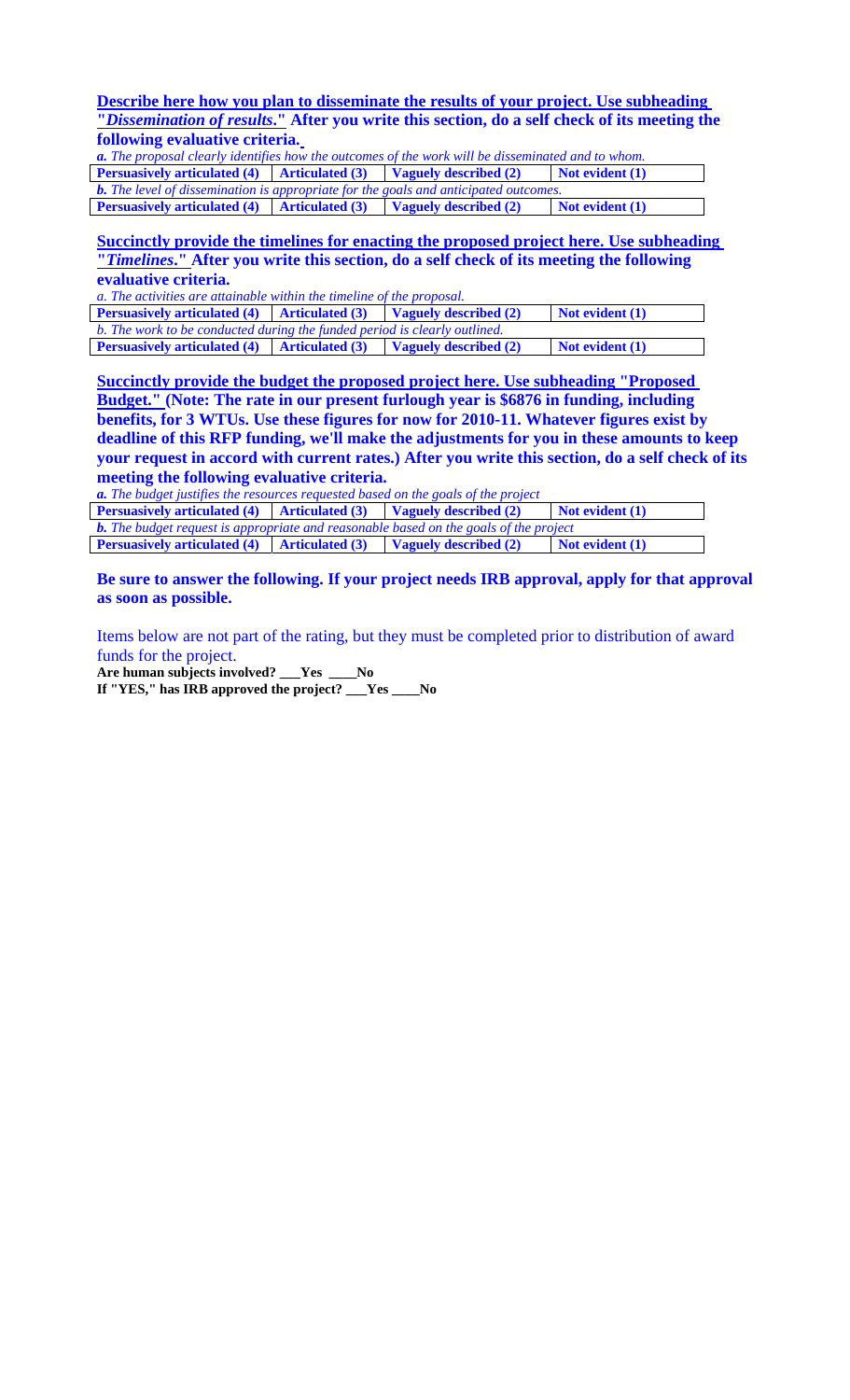**Describe here how you plan to disseminate the results of your project. Use subheading "*Dissemination of results*." After you write this section, do a self check of its meeting the following evaluative criteria.**

***a.*** *The proposal clearly identifies how the outcomes of the work will be disseminated and to whom.*

| | | | |
|---|---|---|---|
| **Persuasively articulated (4)** | **Articulated (3)** | **Vaguely described (2)** | **Not evident (1)** |

***b.*** *The level of dissemination is appropriate for the goals and anticipated outcomes.*

| | | | |
|---|---|---|---|
| **Persuasively articulated (4)** | **Articulated (3)** | **Vaguely described (2)** | **Not evident (1)** |

**Succinctly provide the timelines for enacting the proposed project here. Use subheading "*Timelines*." After you write this section, do a self check of its meeting the following evaluative criteria.**

*a. The activities are attainable within the timeline of the proposal.*

| | | | |
|---|---|---|---|
| **Persuasively articulated (4)** | **Articulated (3)** | **Vaguely described (2)** | **Not evident (1)** |

*b. The work to be conducted during the funded period is clearly outlined.*

| | | | |
|---|---|---|---|
| **Persuasively articulated (4)** | **Articulated (3)** | **Vaguely described (2)** | **Not evident (1)** |

**Succinctly provide the budget the proposed project here. Use subheading "Proposed Budget." (Note: The rate in our present furlough year is $6876 in funding, including benefits, for 3 WTUs. Use these figures for now for 2010-11. Whatever figures exist by deadline of this RFP funding, we'll make the adjustments for you in these amounts to keep your request in accord with current rates.) After you write this section, do a self check of its meeting the following evaluative criteria.**

***a.*** *The budget justifies the resources requested based on the goals of the project*

| | | | |
|---|---|---|---|
| **Persuasively articulated (4)** | **Articulated (3)** | **Vaguely described (2)** | **Not evident (1)** |

***b.*** *The budget request is appropriate and reasonable based on the goals of the project*

| | | | |
|---|---|---|---|
| **Persuasively articulated (4)** | **Articulated (3)** | **Vaguely described (2)** | **Not evident (1)** |

**Be sure to answer the following. If your project needs IRB approval, apply for that approval as soon as possible.**

Items below are not part of the rating, but they must be completed prior to distribution of award funds for the project.

**Are human subjects involved? ___Yes ____No**
**If "YES," has IRB approved the project? ___Yes ____No**